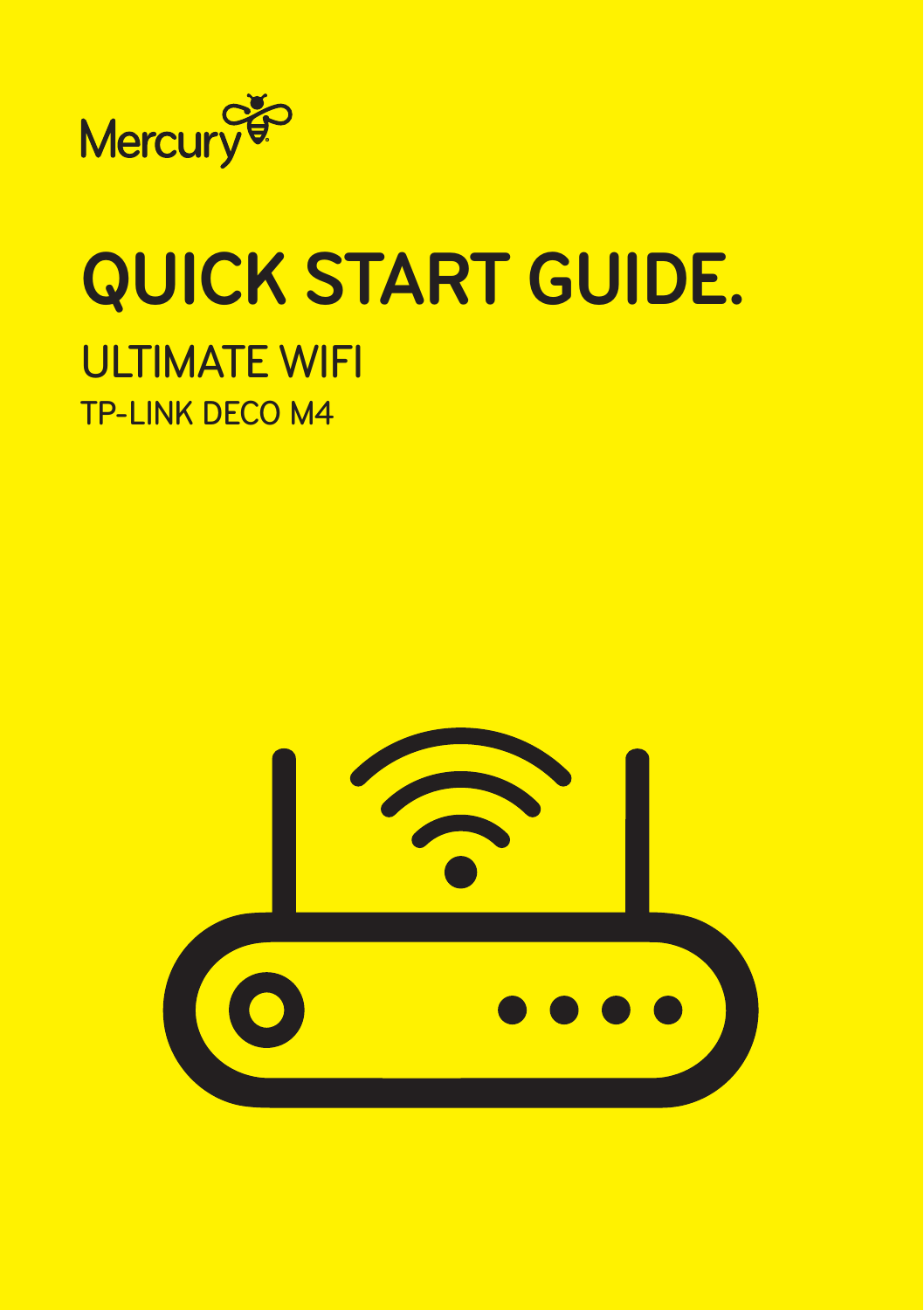Mercury

# QUICK START GUIDE.

## ULTIMATE WIFI

### TP-LINK DECO M4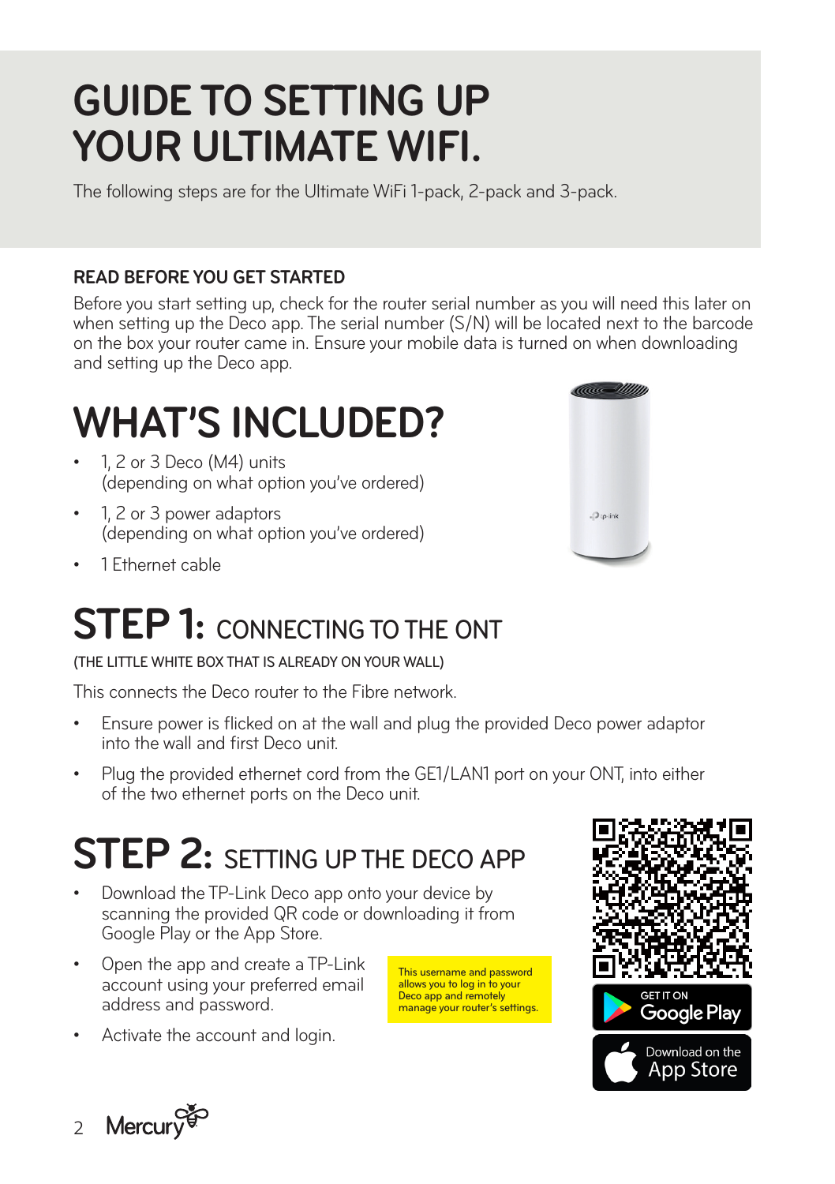# GUIDE TO SETTING UP YOUR ULTIMATE WIFI.

The following steps are for the Ultimate WiFi 1-pack, 2-pack and 3-pack.

### READ BEFORE YOU GET STARTED

Before you start setting up, check for the router serial number as you will need this later on when setting up the Deco app. The serial number (S/N) will be located next to the barcode on the box your router came in. Ensure your mobile data is turned on when downloading and setting up the Deco app.

## WHAT'S INCLUDED?

- 1, 2 or 3 Deco (M4) units (depending on what option you've ordered)
- 1, 2 or 3 power adaptors (depending on what option you've ordered)
- 1 Ethernet cable

## STEP 1: CONNECTING TO THE ONT

(THE LITTLE WHITE BOX THAT IS ALREADY ON YOUR WALL)

This connects the Deco router to the Fibre network.

- Ensure power is flicked on at the wall and plug the provided Deco power adaptor into the wall and first Deco unit.
- Plug the provided ethernet cord from the GE1/LAN1 port on your ONT, into either of the two ethernet ports on the Deco unit.

## STEP 2: SETTING UP THE DECO APP

- Download the TP-Link Deco app onto your device by scanning the provided QR code or downloading it from Google Play or the App Store.
- Open the app and create a TP-Link account using your preferred email address and password.
- Activate the account and login.

This username and password allows you to log in to your Deco app and remotely manage your router's settings.

GET IT ON Google Play

Download on the App Store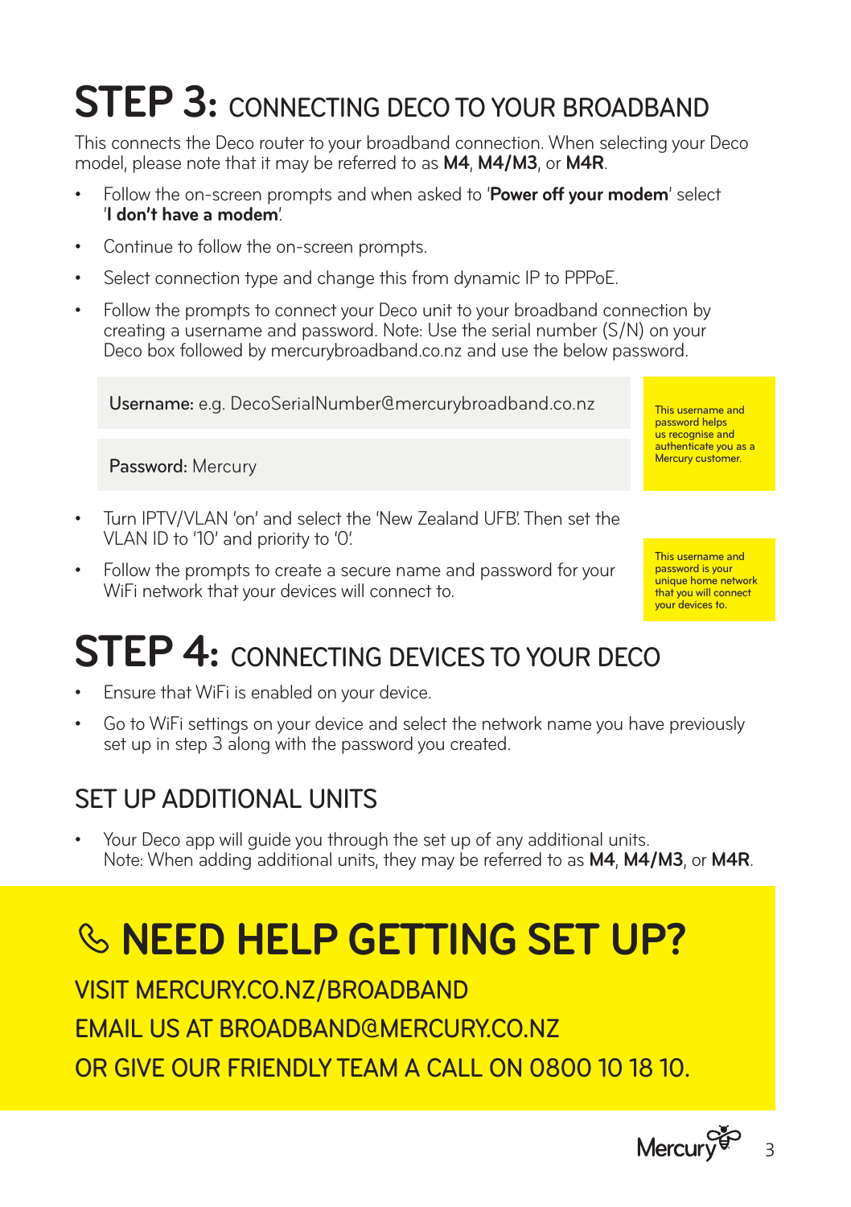# STEP 3: CONNECTING DECO TO YOUR BROADBAND

This connects the Deco router to your broadband connection. When selecting your Deco model, please note that it may be referred to as **M4**, **M4/M3**, or **M4R**.

- Follow the on-screen prompts and when asked to '**Power off your modem**' select '**I don't have a modem**'.
- Continue to follow the on-screen prompts.
- Select connection type and change this from dynamic IP to PPPoE.
- Follow the prompts to connect your Deco unit to your broadband connection by creating a username and password. Note: Use the serial number (S/N) on your Deco box followed by mercurybroadband.co.nz and use the below password.

**Username:** e.g. DecoSerialNumber@mercurybroadband.co.nz

**Password:** Mercury

This username and password helps us recognise and authenticate you as a Mercury customer.

- Turn IPTV/VLAN 'on' and select the 'New Zealand UFB'. Then set the VLAN ID to '10' and priority to '0'.
- Follow the prompts to create a secure name and password for your WiFi network that your devices will connect to.

This username and password is your unique home network that you will connect your devices to.

# STEP 4: CONNECTING DEVICES TO YOUR DECO

- Ensure that WiFi is enabled on your device.
- Go to WiFi settings on your device and select the network name you have previously set up in step 3 along with the password you created.

## SET UP ADDITIONAL UNITS

- Your Deco app will guide you through the set up of any additional units.
  Note: When adding additional units, they may be referred to as **M4**, **M4/M3**, or **M4R**.

# NEED HELP GETTING SET UP?

VISIT MERCURY.CO.NZ/BROADBAND

EMAIL US AT BROADBAND@MERCURY.CO.NZ

OR GIVE OUR FRIENDLY TEAM A CALL ON 0800 10 18 10.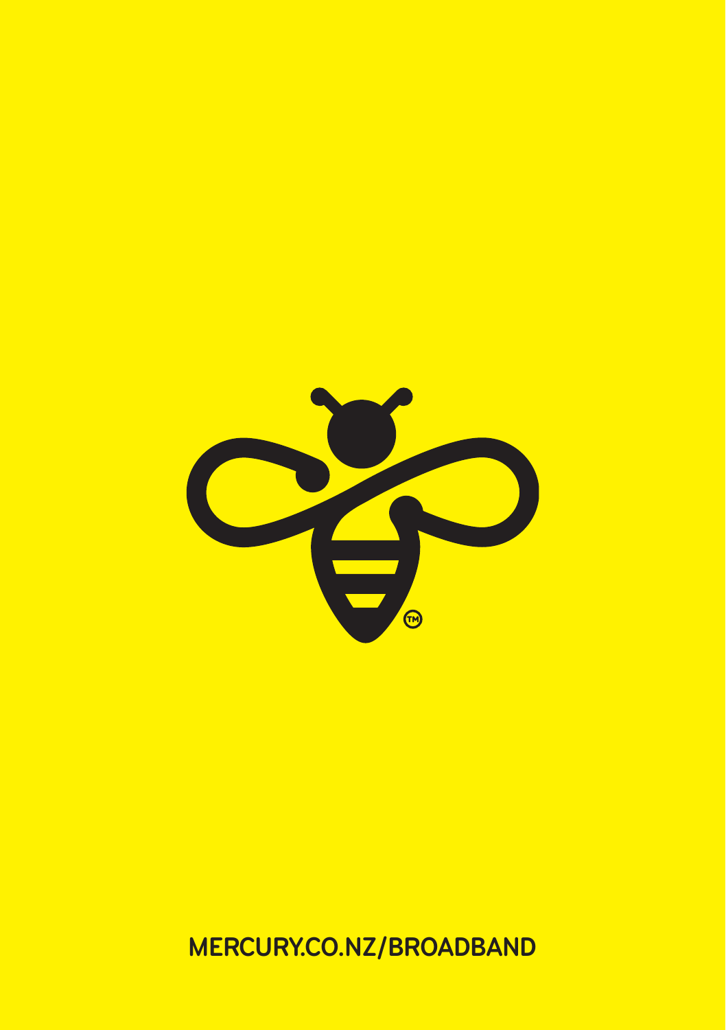MERCURY.CO.NZ/BROADBAND